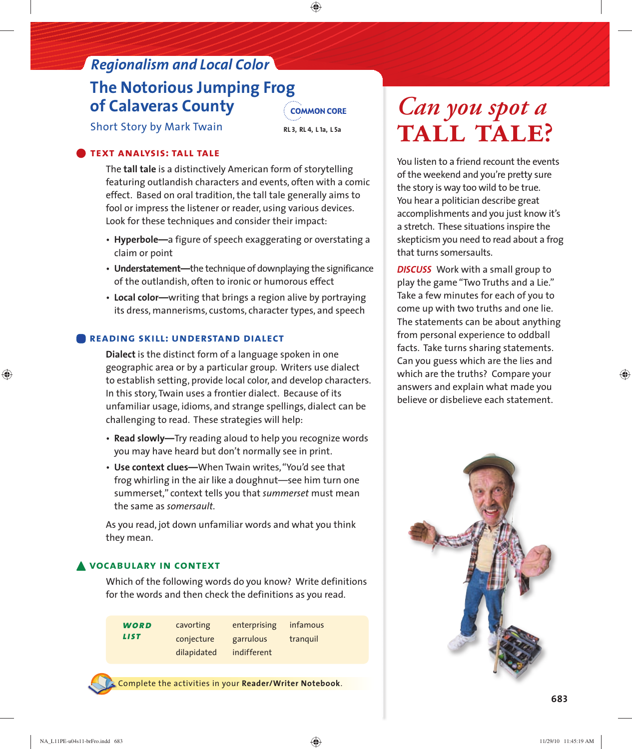## Regionalism and Local Color

# The Notorious Jumping Frog of Calaveras County

Short Story by Mark Twain

COMMON CORE

RL 3, RL 4, L 1a, L 5a

### TEXT ANALYSIS: TALL TALE

The **tall tale** is a distinctively American form of storytelling featuring outlandish characters and events, often with a comic effect. Based on oral tradition, the tall tale generally aims to fool or impress the listener or reader, using various devices. Look for these techniques and consider their impact:

- **Hyperbole—**a figure of speech exaggerating or overstating a claim or point
- **Understatement—**the technique of downplaying the significance of the outlandish, often to ironic or humorous effect
- **Local color—**writing that brings a region alive by portraying its dress, mannerisms, customs, character types, and speech

### READING SKILL: UNDERSTAND DIALECT

**Dialect** is the distinct form of a language spoken in one geographic area or by a particular group. Writers use dialect to establish setting, provide local color, and develop characters. In this story, Twain uses a frontier dialect. Because of its unfamiliar usage, idioms, and strange spellings, dialect can be challenging to read. These strategies will help:

- **Read slowly—**Try reading aloud to help you recognize words you may have heard but don't normally see in print.
- **Use context clues—**When Twain writes, "You'd see that frog whirling in the air like a doughnut—see him turn one summerset," context tells you that *summerset* must mean the same as *somersault*.

As you read, jot down unfamiliar words and what you think they mean.

### VOCABULARY IN CONTEXT

Which of the following words do you know? Write definitions for the words and then check the definitions as you read.

| WORD LIST | | | |
|---|---|---|---|
| | cavorting | enterprising | infamous |
| | conjecture | garrulous | tranquil |
| | dilapidated | indifferent | |

Complete the activities in your **Reader/Writer Notebook**.

# *Can you spot a* TALL TALE?

You listen to a friend recount the events of the weekend and you're pretty sure the story is way too wild to be true. You hear a politician describe great accomplishments and you just know it's a stretch. These situations inspire the skepticism you need to read about a frog that turns somersaults.

***DISCUSS*** Work with a small group to play the game "Two Truths and a Lie." Take a few minutes for each of you to come up with two truths and one lie. The statements can be about anything from personal experience to oddball facts. Take turns sharing statements. Can you guess which are the lies and which are the truths? Compare your answers and explain what made you believe or disbelieve each statement.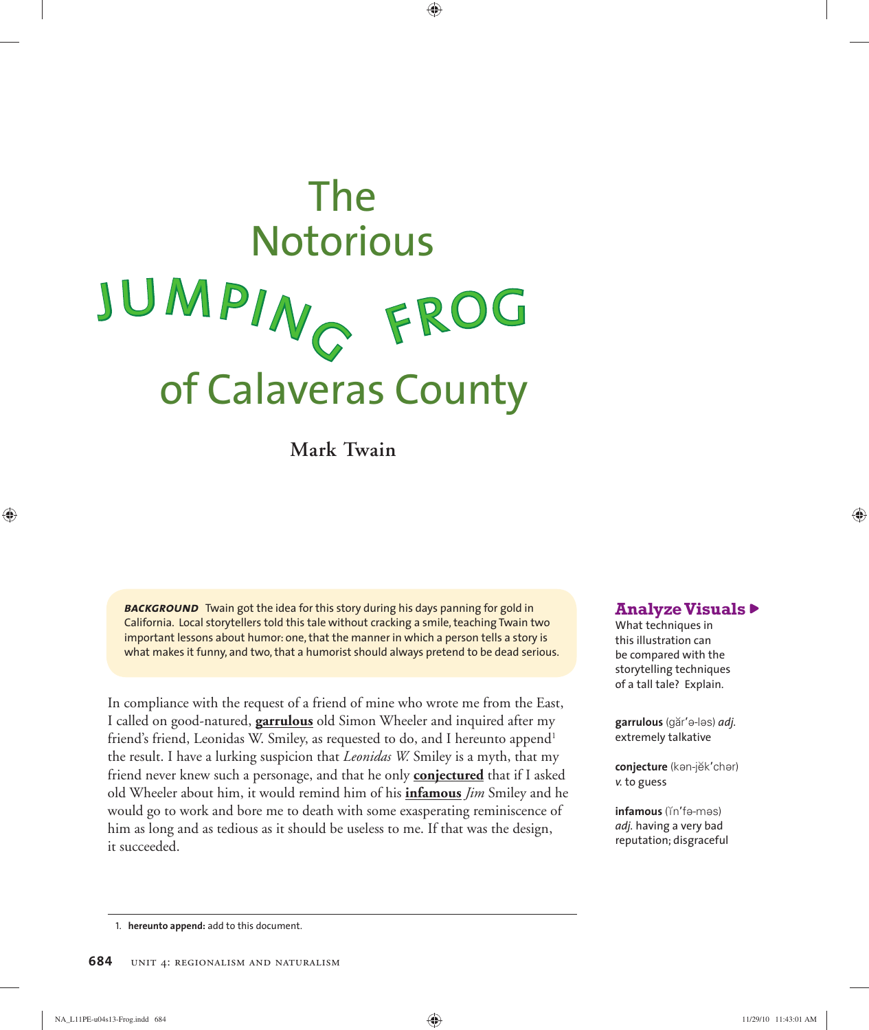# The Notorious JUMPING FROG of Calaveras County

**Mark Twain**

***BACKGROUND*** Twain got the idea for this story during his days panning for gold in California. Local storytellers told this tale without cracking a smile, teaching Twain two important lessons about humor: one, that the manner in which a person tells a story is what makes it funny, and two, that a humorist should always pretend to be dead serious.

In compliance with the request of a friend of mine who wrote me from the East, I called on good-natured, **garrulous** old Simon Wheeler and inquired after my friend's friend, Leonidas W. Smiley, as requested to do, and I hereunto append[1] the result. I have a lurking suspicion that *Leonidas W.* Smiley is a myth, that my friend never knew such a personage, and that he only **conjectured** that if I asked old Wheeler about him, it would remind him of his **infamous** *Jim* Smiley and he would go to work and bore me to death with some exasperating reminiscence of him as long and as tedious as it should be useless to me. If that was the design, it succeeded.

**Analyze Visuals ▶**
What techniques in this illustration can be compared with the storytelling techniques of a tall tale? Explain.

**garrulous** (găr′ə-ləs) *adj.* extremely talkative

**conjecture** (kən-jĕk′chər) *v.* to guess

**infamous** (ĭn′fə-məs) *adj.* having a very bad reputation; disgraceful

1. **hereunto append:** add to this document.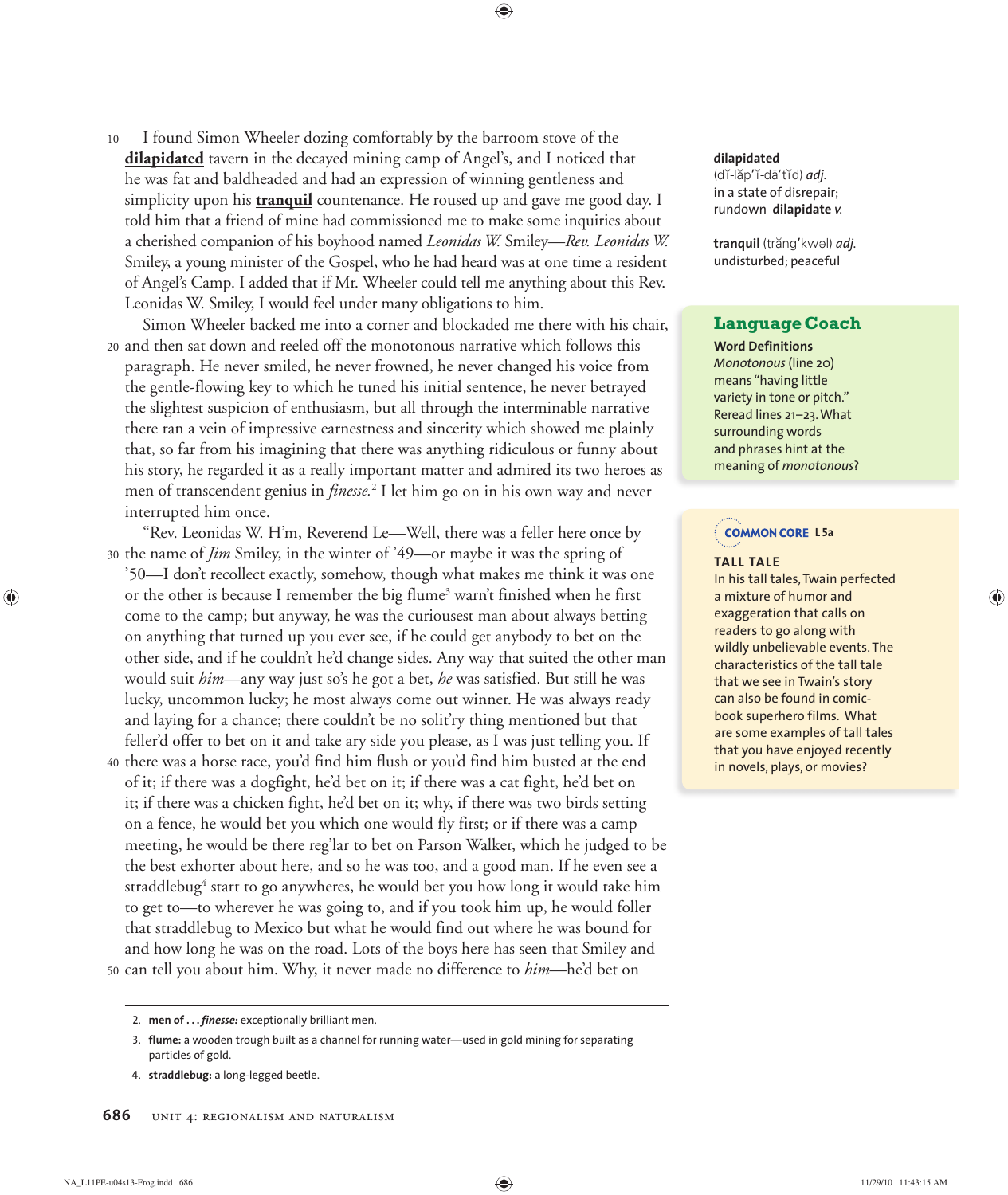I found Simon Wheeler dozing comfortably by the barroom stove of the **dilapidated** tavern in the decayed mining camp of Angel's, and I noticed that he was fat and baldheaded and had an expression of winning gentleness and simplicity upon his **tranquil** countenance. He roused up and gave me good day. I told him that a friend of mine had commissioned me to make some inquiries about a cherished companion of his boyhood named *Leonidas W.* Smiley—*Rev. Leonidas W.* Smiley, a young minister of the Gospel, who he had heard was at one time a resident of Angel's Camp. I added that if Mr. Wheeler could tell me anything about this Rev. Leonidas W. Smiley, I would feel under many obligations to him.

Simon Wheeler backed me into a corner and blockaded me there with his chair, and then sat down and reeled off the monotonous narrative which follows this paragraph. He never smiled, he never frowned, he never changed his voice from the gentle-flowing key to which he tuned his initial sentence, he never betrayed the slightest suspicion of enthusiasm, but all through the interminable narrative there ran a vein of impressive earnestness and sincerity which showed me plainly that, so far from his imagining that there was anything ridiculous or funny about his story, he regarded it as a really important matter and admired its two heroes as men of transcendent genius in *finesse.*[2] I let him go on in his own way and never interrupted him once.

"Rev. Leonidas W. H'm, Reverend Le—Well, there was a feller here once by the name of *Jim* Smiley, in the winter of '49—or maybe it was the spring of '50—I don't recollect exactly, somehow, though what makes me think it was one or the other is because I remember the big flume[3] warn't finished when he first come to the camp; but anyway, he was the curiousest man about always betting on anything that turned up you ever see, if he could get anybody to bet on the other side, and if he couldn't he'd change sides. Any way that suited the other man would suit *him*—any way just so's he got a bet, *he* was satisfied. But still he was lucky, uncommon lucky; he most always come out winner. He was always ready and laying for a chance; there couldn't be no solit'ry thing mentioned but that feller'd offer to bet on it and take ary side you please, as I was just telling you. If there was a horse race, you'd find him flush or you'd find him busted at the end of it; if there was a dogfight, he'd bet on it; if there was a cat fight, he'd bet on it; if there was a chicken fight, he'd bet on it; why, if there was two birds setting on a fence, he would bet you which one would fly first; or if there was a camp meeting, he would be there reg'lar to bet on Parson Walker, which he judged to be the best exhorter about here, and so he was too, and a good man. If he even see a straddlebug[4] start to go anywheres, he would bet you how long it would take him to get to—to wherever he was going to, and if you took him up, he would foller that straddlebug to Mexico but what he would find out where he was bound for and how long he was on the road. Lots of the boys here has seen that Smiley and can tell you about him. Why, it never made no difference to *him*—he'd bet on

---

**dilapidated** (dĭ-lăp'ĭ-dā'tĭd) *adj.* in a state of disrepair; rundown **dilapidate** *v.*

**tranquil** (trăng'kwəl) *adj.* undisturbed; peaceful

### Language Coach

**Word Definitions**
*Monotonous* (line 20) means "having little variety in tone or pitch." Reread lines 21–23. What surrounding words and phrases hint at the meaning of *monotonous*?

### COMMON CORE L 5a

**TALL TALE**
In his tall tales, Twain perfected a mixture of humor and exaggeration that calls on readers to go along with wildly unbelievable events. The characteristics of the tall tale that we see in Twain's story can also be found in comic-book superhero films. What are some examples of tall tales that you have enjoyed recently in novels, plays, or movies?

---

2. **men of . . . *finesse:*** exceptionally brilliant men.
3. **flume:** a wooden trough built as a channel for running water—used in gold mining for separating particles of gold.
4. **straddlebug:** a long-legged beetle.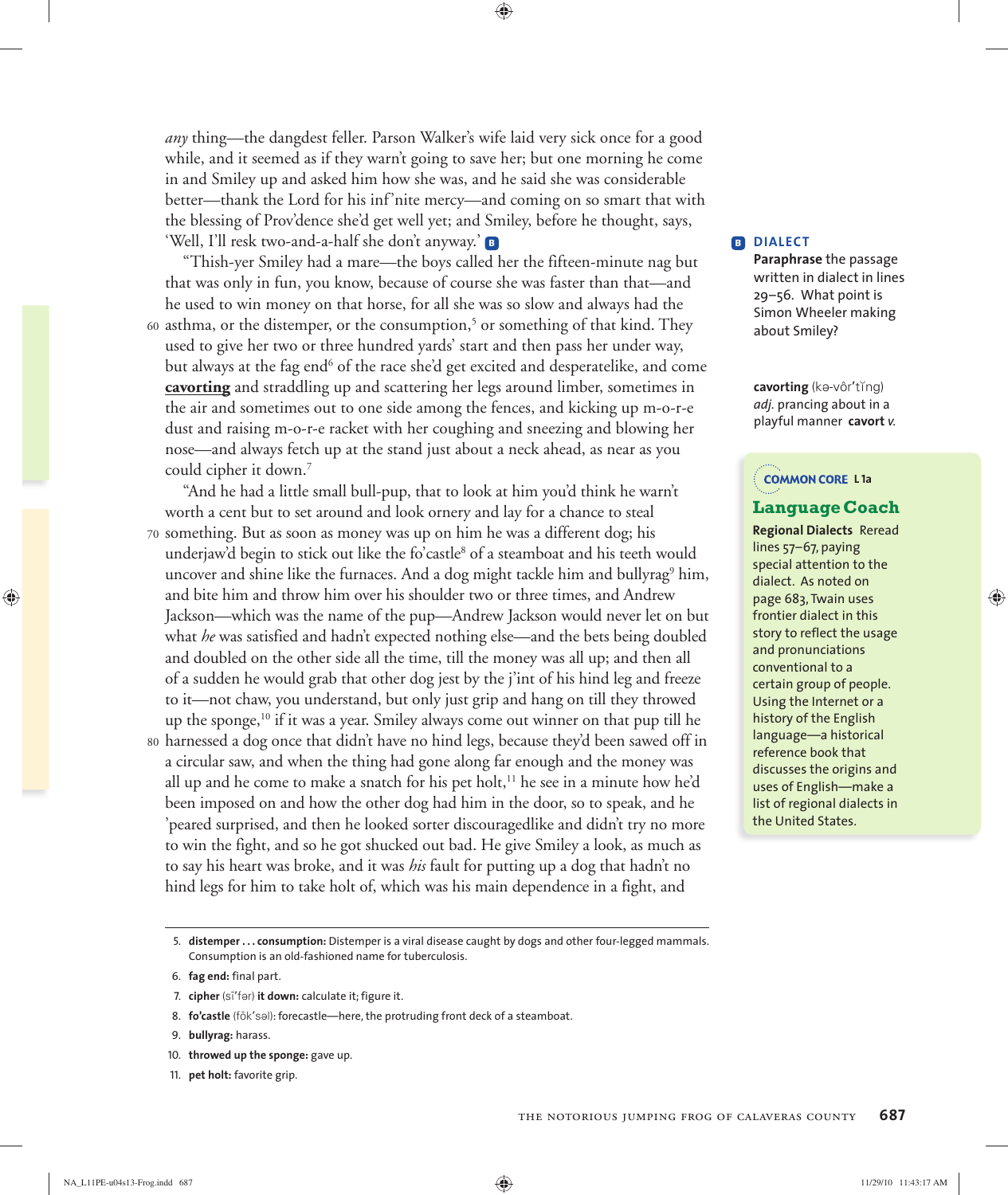*any* thing—the dangdest feller. Parson Walker's wife laid very sick once for a good while, and it seemed as if they warn't going to save her; but one morning he come in and Smiley up and asked him how she was, and he said she was considerable better—thank the Lord for his inf'nite mercy—and coming on so smart that with the blessing of Prov'dence she'd get well yet; and Smiley, before he thought, says, 'Well, I'll resk two-and-a-half she don't anyway.' **B**

"Thish-yer Smiley had a mare—the boys called her the fifteen-minute nag but that was only in fun, you know, because of course she was faster than that—and he used to win money on that horse, for all she was so slow and always had the 60 asthma, or the distemper, or the consumption,[5] or something of that kind. They used to give her two or three hundred yards' start and then pass her under way, but always at the fag end[6] of the race she'd get excited and desperatelike, and come **cavorting** and straddling up and scattering her legs around limber, sometimes in the air and sometimes out to one side among the fences, and kicking up m-o-r-e dust and raising m-o-r-e racket with her coughing and sneezing and blowing her nose—and always fetch up at the stand just about a neck ahead, as near as you could cipher it down.[7]

"And he had a little small bull-pup, that to look at him you'd think he warn't worth a cent but to set around and look ornery and lay for a chance to steal 70 something. But as soon as money was up on him he was a different dog; his underjaw'd begin to stick out like the fo'castle[8] of a steamboat and his teeth would uncover and shine like the furnaces. And a dog might tackle him and bullyrag[9] him, and bite him and throw him over his shoulder two or three times, and Andrew Jackson—which was the name of the pup—Andrew Jackson would never let on but what *he* was satisfied and hadn't expected nothing else—and the bets being doubled and doubled on the other side all the time, till the money was all up; and then all of a sudden he would grab that other dog jest by the j'int of his hind leg and freeze to it—not chaw, you understand, but only just grip and hang on till they throwed up the sponge,[10] if it was a year. Smiley always come out winner on that pup till he 80 harnessed a dog once that didn't have no hind legs, because they'd been sawed off in a circular saw, and when the thing had gone along far enough and the money was all up and he come to make a snatch for his pet holt,[11] he see in a minute how he'd been imposed on and how the other dog had him in the door, so to speak, and he 'peared surprised, and then he looked sorter discouragedlike and didn't try no more to win the fight, and so he got shucked out bad. He give Smiley a look, as much as to say his heart was broke, and it was *his* fault for putting up a dog that hadn't no hind legs for him to take holt of, which was his main dependence in a fight, and

**B DIALECT**
**Paraphrase** the passage written in dialect in lines 29–56. What point is Simon Wheeler making about Smiley?

**cavorting** (kə-vôr'tĭng) *adj.* prancing about in a playful manner **cavort** *v.*

**COMMON CORE** L 1a

## Language Coach

**Regional Dialects** Reread lines 57–67, paying special attention to the dialect. As noted on page 683, Twain uses frontier dialect in this story to reflect the usage and pronunciations conventional to a certain group of people. Using the Internet or a history of the English language—a historical reference book that discusses the origins and uses of English—make a list of regional dialects in the United States.

---

5. **distemper . . . consumption:** Distemper is a viral disease caught by dogs and other four-legged mammals. Consumption is an old-fashioned name for tuberculosis.
6. **fag end:** final part.
7. **cipher** (sī'fər) **it down:** calculate it; figure it.
8. **fo'castle** (fōk'səl): forecastle—here, the protruding front deck of a steamboat.
9. **bullyrag:** harass.
10. **throwed up the sponge:** gave up.
11. **pet holt:** favorite grip.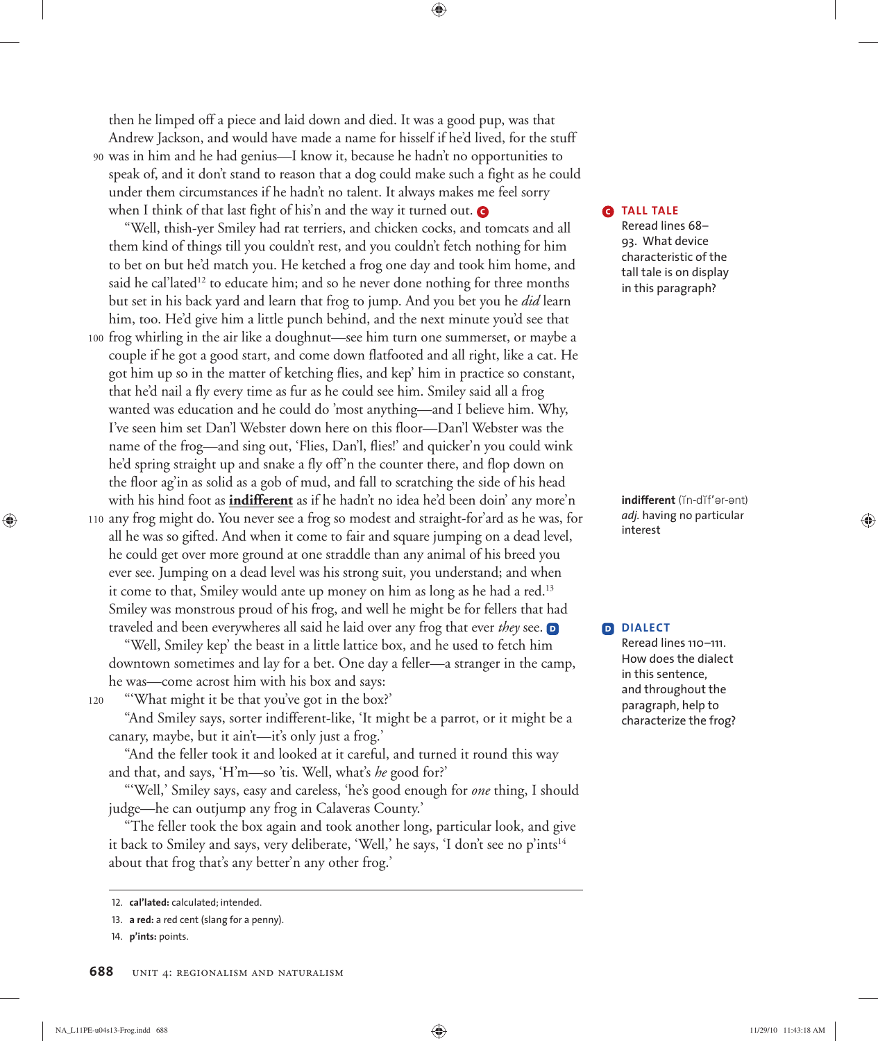then he limped off a piece and laid down and died. It was a good pup, was that Andrew Jackson, and would have made a name for hisself if he'd lived, for the stuff was in him and he had genius—I know it, because he hadn't no opportunities to speak of, and it don't stand to reason that a dog could make such a fight as he could under them circumstances if he hadn't no talent. It always makes me feel sorry when I think of that last fight of his'n and the way it turned out. **C**

"Well, thish-yer Smiley had rat terriers, and chicken cocks, and tomcats and all them kind of things till you couldn't rest, and you couldn't fetch nothing for him to bet on but he'd match you. He ketched a frog one day and took him home, and said he cal'lated[12] to educate him; and so he never done nothing for three months but set in his back yard and learn that frog to jump. And you bet you he *did* learn him, too. He'd give him a little punch behind, and the next minute you'd see that frog whirling in the air like a doughnut—see him turn one summerset, or maybe a couple if he got a good start, and come down flatfooted and all right, like a cat. He got him up so in the matter of ketching flies, and kep' him in practice so constant, that he'd nail a fly every time as fur as he could see him. Smiley said all a frog wanted was education and he could do 'most anything—and I believe him. Why, I've seen him set Dan'l Webster down here on this floor—Dan'l Webster was the name of the frog—and sing out, 'Flies, Dan'l, flies!' and quicker'n you could wink he'd spring straight up and snake a fly off'n the counter there, and flop down on the floor ag'in as solid as a gob of mud, and fall to scratching the side of his head with his hind foot as **indifferent** as if he hadn't no idea he'd been doin' any more'n any frog might do. You never see a frog so modest and straight-for'ard as he was, for all he was so gifted. And when it come to fair and square jumping on a dead level, he could get over more ground at one straddle than any animal of his breed you ever see. Jumping on a dead level was his strong suit, you understand; and when it come to that, Smiley would ante up money on him as long as he had a red.[13] Smiley was monstrous proud of his frog, and well he might be for fellers that had traveled and been everywheres all said he laid over any frog that ever *they* see. **D**

"Well, Smiley kep' the beast in a little lattice box, and he used to fetch him downtown sometimes and lay for a bet. One day a feller—a stranger in the camp, he was—come acrost him with his box and says:

"'What might it be that you've got in the box?'

"And Smiley says, sorter indifferent-like, 'It might be a parrot, or it might be a canary, maybe, but it ain't—it's only just a frog.'

"And the feller took it and looked at it careful, and turned it round this way and that, and says, 'H'm—so 'tis. Well, what's *he* good for?'

"'Well,' Smiley says, easy and careless, 'he's good enough for *one* thing, I should judge—he can outjump any frog in Calaveras County.'

"The feller took the box again and took another long, particular look, and give it back to Smiley and says, very deliberate, 'Well,' he says, 'I don't see no p'ints[14] about that frog that's any better'n any other frog.'

---

**C TALL TALE**
Reread lines 68–93. What device characteristic of the tall tale is on display in this paragraph?

**indifferent** (ĭn-dĭf'ər-ənt) *adj.* having no particular interest

**D DIALECT**
Reread lines 110–111. How does the dialect in this sentence, and throughout the paragraph, help to characterize the frog?

---

12. **cal'lated:** calculated; intended.
13. **a red:** a red cent (slang for a penny).
14. **p'ints:** points.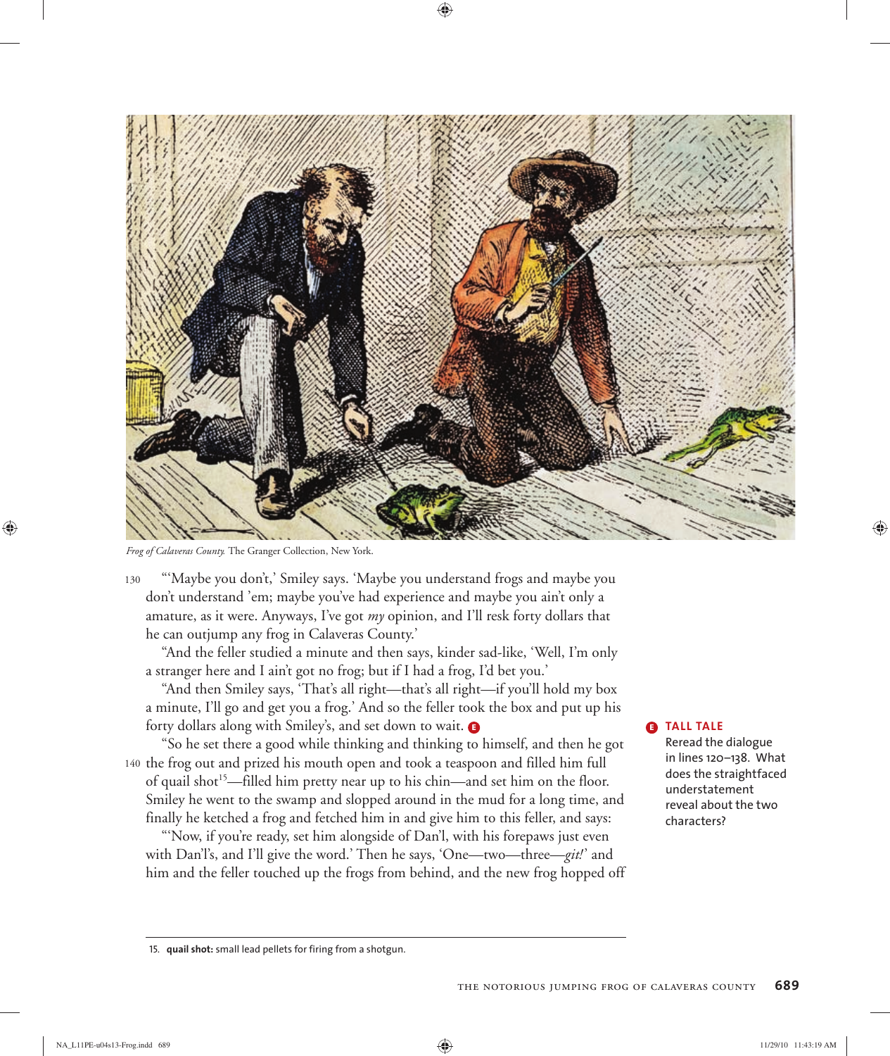*Frog of Calaveras County.* The Granger Collection, New York.

130 "'Maybe you don't,' Smiley says. 'Maybe you understand frogs and maybe you don't understand 'em; maybe you've had experience and maybe you ain't only a amature, as it were. Anyways, I've got *my* opinion, and I'll resk forty dollars that he can outjump any frog in Calaveras County.'

"And the feller studied a minute and then says, kinder sad-like, 'Well, I'm only a stranger here and I ain't got no frog; but if I had a frog, I'd bet you.'

"And then Smiley says, 'That's all right—that's all right—if you'll hold my box a minute, I'll go and get you a frog.' And so the feller took the box and put up his forty dollars along with Smiley's, and set down to wait. **E**

"So he set there a good while thinking and thinking to himself, and then he got 140 the frog out and prized his mouth open and took a teaspoon and filled him full of quail shot[15]—filled him pretty near up to his chin—and set him on the floor. Smiley he went to the swamp and slopped around in the mud for a long time, and finally he ketched a frog and fetched him in and give him to this feller, and says:

"'Now, if you're ready, set him alongside of Dan'l, with his forepaws just even with Dan'l's, and I'll give the word.' Then he says, 'One—two—three—*git!*' and him and the feller touched up the frogs from behind, and the new frog hopped off

**E TALL TALE**
Reread the dialogue in lines 120–138. What does the straightfaced understatement reveal about the two characters?

15. **quail shot:** small lead pellets for firing from a shotgun.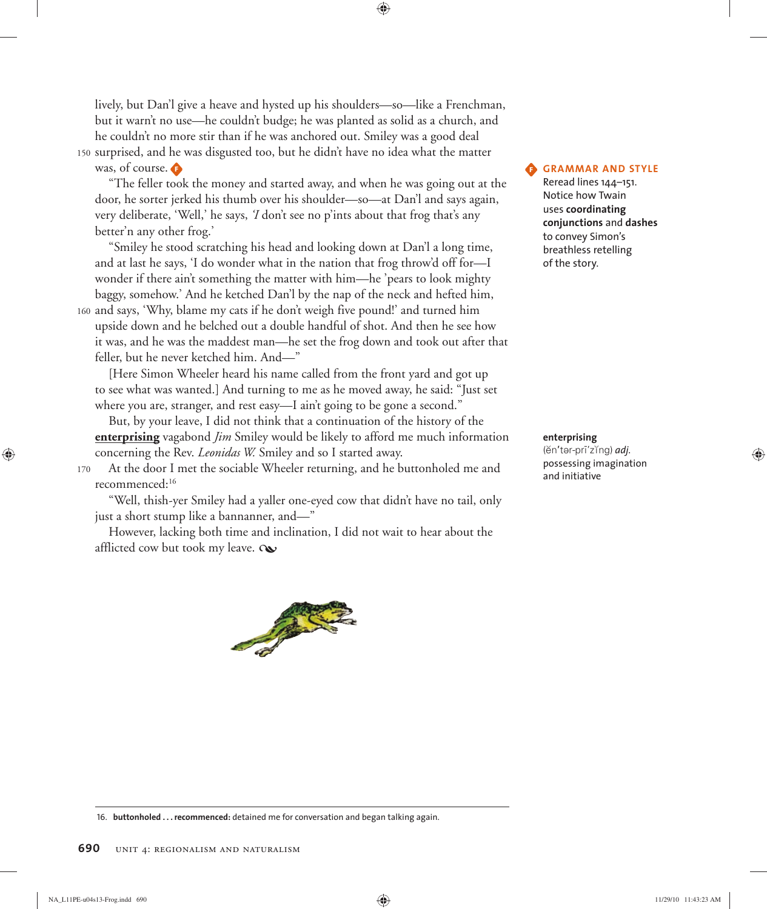lively, but Dan'l give a heave and hysted up his shoulders—so—like a Frenchman, but it warn't no use—he couldn't budge; he was planted as solid as a church, and he couldn't no more stir than if he was anchored out. Smiley was a good deal surprised, and he was disgusted too, but he didn't have no idea what the matter was, of course. F

"The feller took the money and started away, and when he was going out at the door, he sorter jerked his thumb over his shoulder—so—at Dan'l and says again, very deliberate, 'Well,' he says, '*I* don't see no p'ints about that frog that's any better'n any other frog.'

"Smiley he stood scratching his head and looking down at Dan'l a long time, and at last he says, 'I do wonder what in the nation that frog throw'd off for—I wonder if there ain't something the matter with him—he 'pears to look mighty baggy, somehow.' And he ketched Dan'l by the nap of the neck and hefted him, and says, 'Why, blame my cats if he don't weigh five pound!' and turned him upside down and he belched out a double handful of shot. And then he see how it was, and he was the maddest man—he set the frog down and took out after that feller, but he never ketched him. And—"

[Here Simon Wheeler heard his name called from the front yard and got up to see what was wanted.] And turning to me as he moved away, he said: "Just set where you are, stranger, and rest easy—I ain't going to be gone a second."

But, by your leave, I did not think that a continuation of the history of the **enterprising** vagabond *Jim* Smiley would be likely to afford me much information concerning the Rev. *Leonidas W.* Smiley and so I started away.

At the door I met the sociable Wheeler returning, and he buttonholed me and recommenced:[16]

"Well, thish-yer Smiley had a yaller one-eyed cow that didn't have no tail, only just a short stump like a bannanner, and—"

However, lacking both time and inclination, I did not wait to hear about the afflicted cow but took my leave.

**F GRAMMAR AND STYLE**
Reread lines 144–151. Notice how Twain uses **coordinating conjunctions** and **dashes** to convey Simon's breathless retelling of the story.

**enterprising**
(ĕn′tər-prī′zĭng) ***adj.*** possessing imagination and initiative

16. **buttonholed . . . recommenced:** detained me for conversation and began talking again.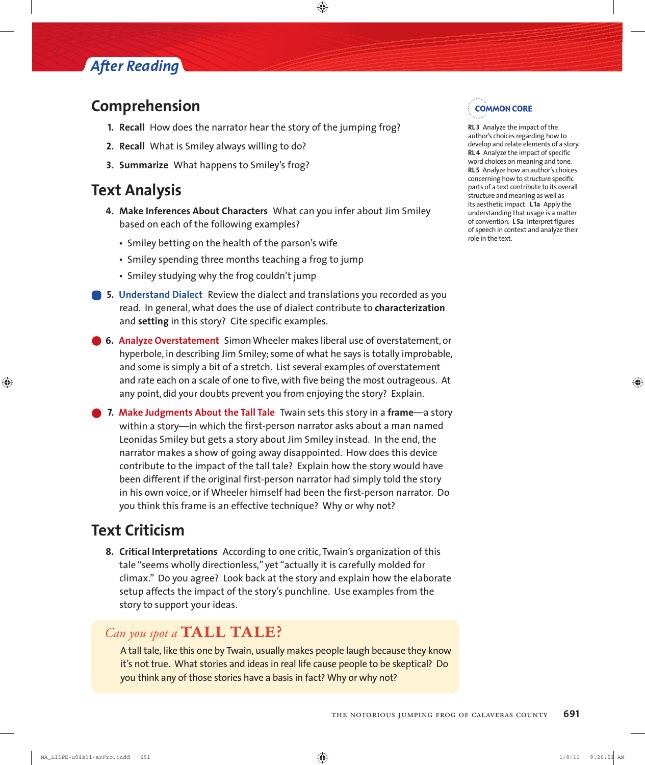# After Reading

## Comprehension

1. **Recall** How does the narrator hear the story of the jumping frog?
2. **Recall** What is Smiley always willing to do?
3. **Summarize** What happens to Smiley's frog?

## Text Analysis

4. **Make Inferences About Characters** What can you infer about Jim Smiley based on each of the following examples?
   - Smiley betting on the health of the parson's wife
   - Smiley spending three months teaching a frog to jump
   - Smiley studying why the frog couldn't jump
5. **Understand Dialect** Review the dialect and translations you recorded as you read. In general, what does the use of dialect contribute to **characterization** and **setting** in this story? Cite specific examples.
6. **Analyze Overstatement** Simon Wheeler makes liberal use of overstatement, or hyperbole, in describing Jim Smiley; some of what he says is totally improbable, and some is simply a bit of a stretch. List several examples of overstatement and rate each on a scale of one to five, with five being the most outrageous. At any point, did your doubts prevent you from enjoying the story? Explain.
7. **Make Judgments About the Tall Tale** Twain sets this story in a **frame**—a story within a story—in which the first-person narrator asks about a man named Leonidas Smiley but gets a story about Jim Smiley instead. In the end, the narrator makes a show of going away disappointed. How does this device contribute to the impact of the tall tale? Explain how the story would have been different if the original first-person narrator had simply told the story in his own voice, or if Wheeler himself had been the first-person narrator. Do you think this frame is an effective technique? Why or why not?

## Text Criticism

8. **Critical Interpretations** According to one critic, Twain's organization of this tale "seems wholly directionless," yet "actually it is carefully molded for climax." Do you agree? Look back at the story and explain how the elaborate setup affects the impact of the story's punchline. Use examples from the story to support your ideas.

### *Can you spot a* TALL TALE?

A tall tale, like this one by Twain, usually makes people laugh because they know it's not true. What stories and ideas in real life cause people to be skeptical? Do you think any of those stories have a basis in fact? Why or why not?

---

**COMMON CORE**

**RL 3** Analyze the impact of the author's choices regarding how to develop and relate elements of a story. **RL 4** Analyze the impact of specific word choices on meaning and tone. **RL 5** Analyze how an author's choices concerning how to structure specific parts of a text contribute to its overall structure and meaning as well as its aesthetic impact. **L 1a** Apply the understanding that usage is a matter of convention. **L 5a** Interpret figures of speech in context and analyze their role in the text.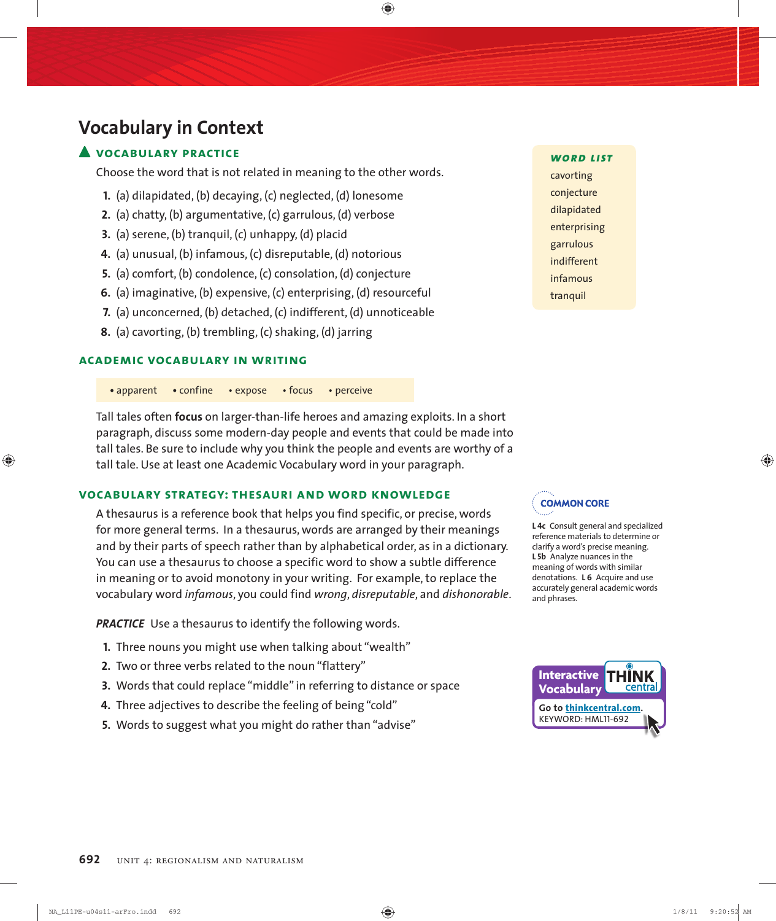# Vocabulary in Context

## VOCABULARY PRACTICE

Choose the word that is not related in meaning to the other words.

1. (a) dilapidated, (b) decaying, (c) neglected, (d) lonesome
2. (a) chatty, (b) argumentative, (c) garrulous, (d) verbose
3. (a) serene, (b) tranquil, (c) unhappy, (d) placid
4. (a) unusual, (b) infamous, (c) disreputable, (d) notorious
5. (a) comfort, (b) condolence, (c) consolation, (d) conjecture
6. (a) imaginative, (b) expensive, (c) enterprising, (d) resourceful
7. (a) unconcerned, (b) detached, (c) indifferent, (d) unnoticeable
8. (a) cavorting, (b) trembling, (c) shaking, (d) jarring

**WORD LIST**

- cavorting
- conjecture
- dilapidated
- enterprising
- garrulous
- indifferent
- infamous
- tranquil

## ACADEMIC VOCABULARY IN WRITING

• apparent • confine • expose • focus • perceive

Tall tales often **focus** on larger-than-life heroes and amazing exploits. In a short paragraph, discuss some modern-day people and events that could be made into tall tales. Be sure to include why you think the people and events are worthy of a tall tale. Use at least one Academic Vocabulary word in your paragraph.

## VOCABULARY STRATEGY: THESAURI AND WORD KNOWLEDGE

A thesaurus is a reference book that helps you find specific, or precise, words for more general terms. In a thesaurus, words are arranged by their meanings and by their parts of speech rather than by alphabetical order, as in a dictionary. You can use a thesaurus to choose a specific word to show a subtle difference in meaning or to avoid monotony in your writing. For example, to replace the vocabulary word *infamous*, you could find *wrong*, *disreputable*, and *dishonorable*.

*PRACTICE* Use a thesaurus to identify the following words.

1. Three nouns you might use when talking about "wealth"
2. Two or three verbs related to the noun "flattery"
3. Words that could replace "middle" in referring to distance or space
4. Three adjectives to describe the feeling of being "cold"
5. Words to suggest what you might do rather than "advise"

**COMMON CORE**

**L 4c** Consult general and specialized reference materials to determine or clarify a word's precise meaning. **L 5b** Analyze nuances in the meaning of words with similar denotations. **L 6** Acquire and use accurately general academic words and phrases.

**Interactive Vocabulary** THINK central

Go to thinkcentral.com.
KEYWORD: HML11-692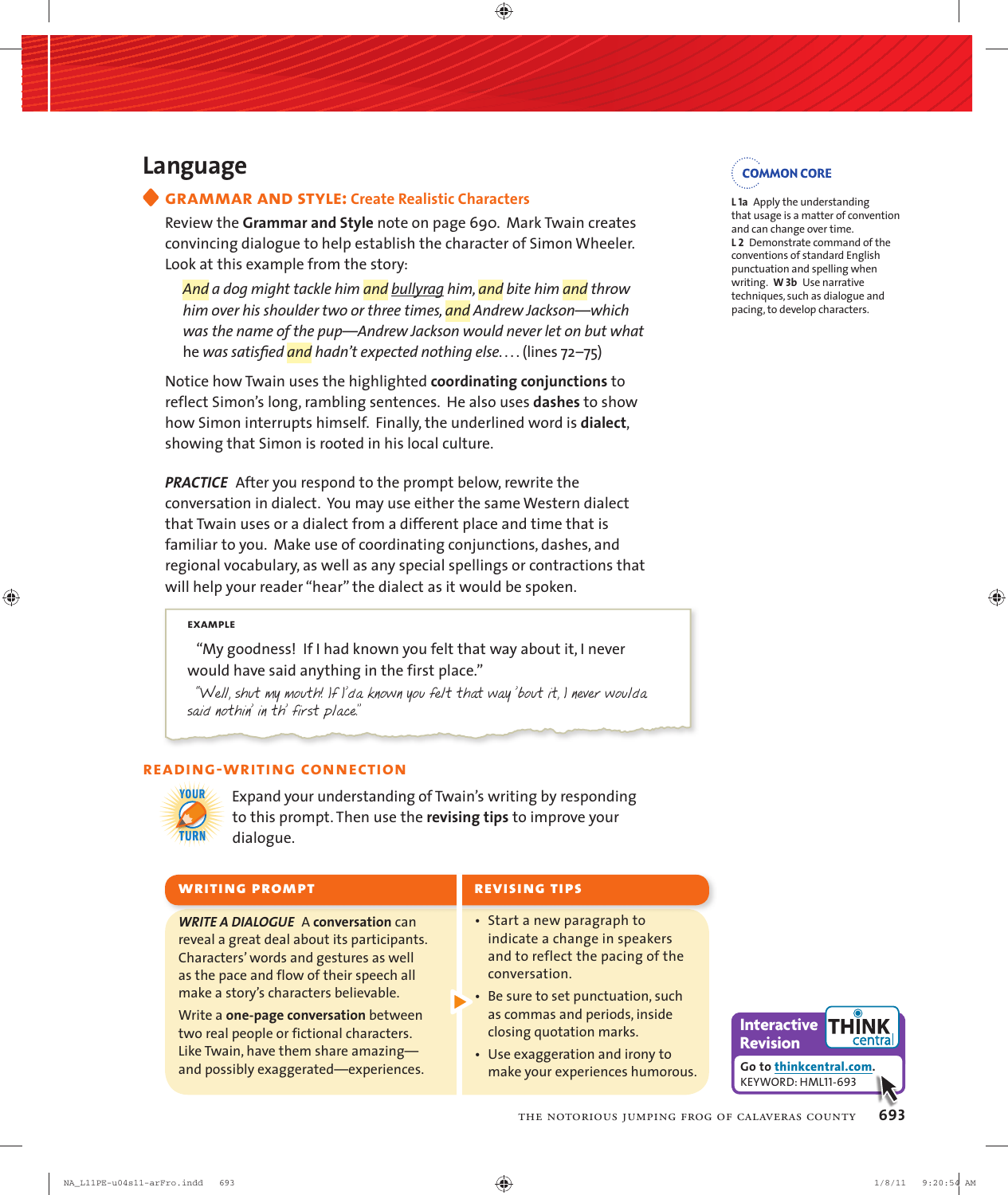# Language

## GRAMMAR AND STYLE: Create Realistic Characters

Review the **Grammar and Style** note on page 690. Mark Twain creates convincing dialogue to help establish the character of Simon Wheeler. Look at this example from the story:

> *And a dog might tackle him and bullyrag him, and bite him and throw him over his shoulder two or three times, and Andrew Jackson—which was the name of the pup—Andrew Jackson would never let on but what he was satisfied and hadn't expected nothing else. . . .* (lines 72–75)

Notice how Twain uses the highlighted **coordinating conjunctions** to reflect Simon's long, rambling sentences. He also uses **dashes** to show how Simon interrupts himself. Finally, the underlined word is **dialect**, showing that Simon is rooted in his local culture.

***PRACTICE*** After you respond to the prompt below, rewrite the conversation in dialect. You may use either the same Western dialect that Twain uses or a dialect from a different place and time that is familiar to you. Make use of coordinating conjunctions, dashes, and regional vocabulary, as well as any special spellings or contractions that will help your reader "hear" the dialect as it would be spoken.

**EXAMPLE**

"My goodness! If I had known you felt that way about it, I never would have said anything in the first place."

*"Well, shut my mouth! If I'da known you felt that way 'bout it, I never woulda said nothin' in th' first place."*

**COMMON CORE**

**L 1a** Apply the understanding that usage is a matter of convention and can change over time.
**L 2** Demonstrate command of the conventions of standard English punctuation and spelling when writing. **W 3b** Use narrative techniques, such as dialogue and pacing, to develop characters.

## READING-WRITING CONNECTION

YOUR TURN

Expand your understanding of Twain's writing by responding to this prompt. Then use the **revising tips** to improve your dialogue.

### WRITING PROMPT

***WRITE A DIALOGUE*** A **conversation** can reveal a great deal about its participants. Characters' words and gestures as well as the pace and flow of their speech all make a story's characters believable.

Write a **one-page conversation** between two real people or fictional characters. Like Twain, have them share amazing—and possibly exaggerated—experiences.

### REVISING TIPS

- Start a new paragraph to indicate a change in speakers and to reflect the pacing of the conversation.
- Be sure to set punctuation, such as commas and periods, inside closing quotation marks.
- Use exaggeration and irony to make your experiences humorous.

**Interactive Revision** THINK central

Go to thinkcentral.com.
KEYWORD: HML11-693